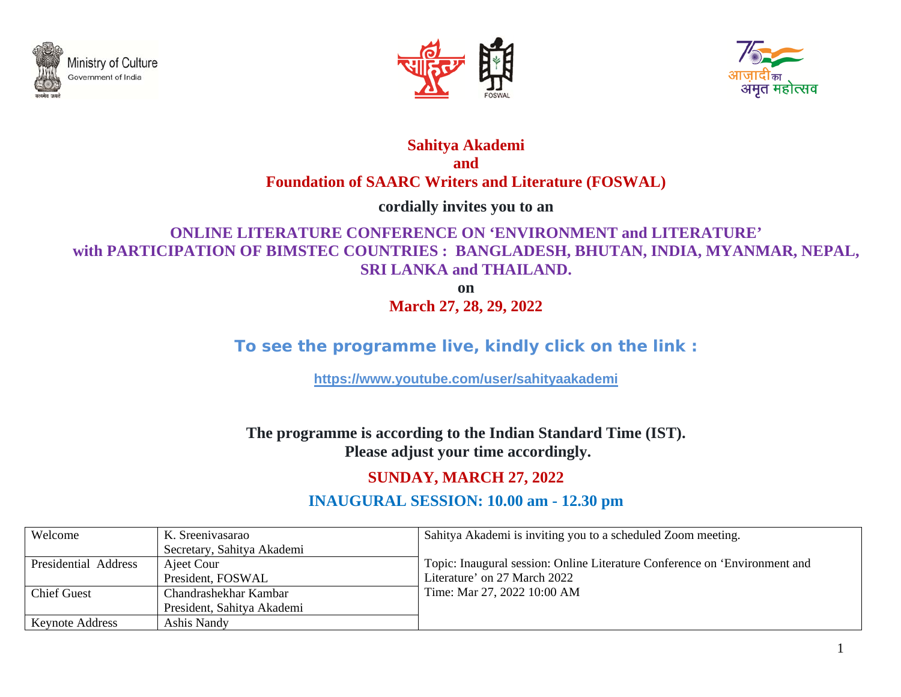**Sahitya Akademi**
**and**
**Foundation of SAARC Writers and Literature (FOSWAL)**

**cordially invites you to an**

## ONLINE LITERATURE CONFERENCE ON 'ENVIRONMENT and LITERATURE' with PARTICIPATION OF BIMSTEC COUNTRIES : BANGLADESH, BHUTAN, INDIA, MYANMAR, NEPAL, SRI LANKA and THAILAND.

**on**

**March 27, 28, 29, 2022**

**To see the programme live, kindly click on the link :**

https://www.youtube.com/user/sahityaakademi

**The programme is according to the Indian Standard Time (IST).**
**Please adjust your time accordingly.**

### SUNDAY, MARCH 27, 2022

### INAUGURAL SESSION: 10.00 am - 12.30 pm

| | | |
|---|---|---|
| Welcome | K. Sreenivasarao<br>Secretary, Sahitya Akademi | Sahitya Akademi is inviting you to a scheduled Zoom meeting.<br><br>Topic: Inaugural session: Online Literature Conference on 'Environment and Literature' on 27 March 2022<br>Time: Mar 27, 2022 10:00 AM |
| Presidential Address | Ajeet Cour<br>President, FOSWAL | |
| Chief Guest | Chandrashekhar Kambar<br>President, Sahitya Akademi | |
| Keynote Address | Ashis Nandy | |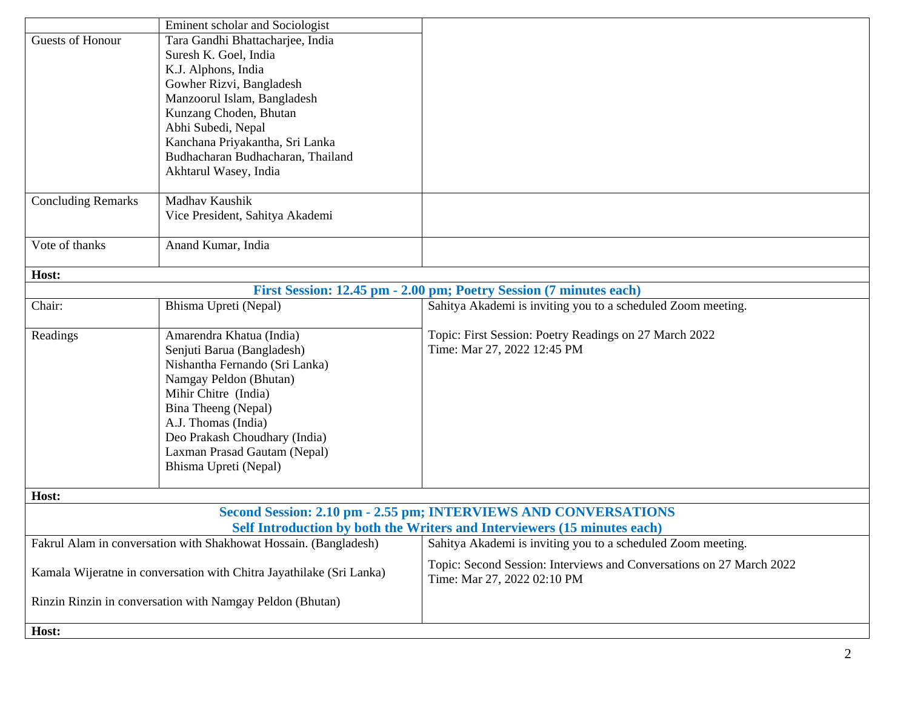| | | |
|---|---|---|
| | Eminent scholar and Sociologist | |
| Guests of Honour | Tara Gandhi Bhattacharjee, India<br>Suresh K. Goel, India<br>K.J. Alphons, India<br>Gowher Rizvi, Bangladesh<br>Manzoorul Islam, Bangladesh<br>Kunzang Choden, Bhutan<br>Abhi Subedi, Nepal<br>Kanchana Priyakantha, Sri Lanka<br>Budhacharan Budhacharan, Thailand<br>Akhtarul Wasey, India | |
| Concluding Remarks | Madhav Kaushik<br>Vice President, Sahitya Akademi | |
| Vote of thanks | Anand Kumar, India | |
| **Host:** | | |
| **First Session: 12.45 pm - 2.00 pm; Poetry Session (7 minutes each)** | | |
| Chair: | Bhisma Upreti (Nepal) | Sahitya Akademi is inviting you to a scheduled Zoom meeting. |
| Readings | Amarendra Khatua (India)<br>Senjuti Barua (Bangladesh)<br>Nishantha Fernando (Sri Lanka)<br>Namgay Peldon (Bhutan)<br>Mihir Chitre (India)<br>Bina Theeng (Nepal)<br>A.J. Thomas (India)<br>Deo Prakash Choudhary (India)<br>Laxman Prasad Gautam (Nepal)<br>Bhisma Upreti (Nepal) | Topic: First Session: Poetry Readings on 27 March 2022<br>Time: Mar 27, 2022 12:45 PM |
| **Host:** | | |
| **Second Session: 2.10 pm - 2.55 pm; INTERVIEWS AND CONVERSATIONS**<br>**Self Introduction by both the Writers and Interviewers (15 minutes each)** | | |
| Fakrul Alam in conversation with Shakhowat Hossain. (Bangladesh)<br><br>Kamala Wijeratne in conversation with Chitra Jayathilake (Sri Lanka)<br><br>Rinzin Rinzin in conversation with Namgay Peldon (Bhutan) | | Sahitya Akademi is inviting you to a scheduled Zoom meeting.<br><br>Topic: Second Session: Interviews and Conversations on 27 March 2022<br>Time: Mar 27, 2022 02:10 PM |
| **Host:** | | |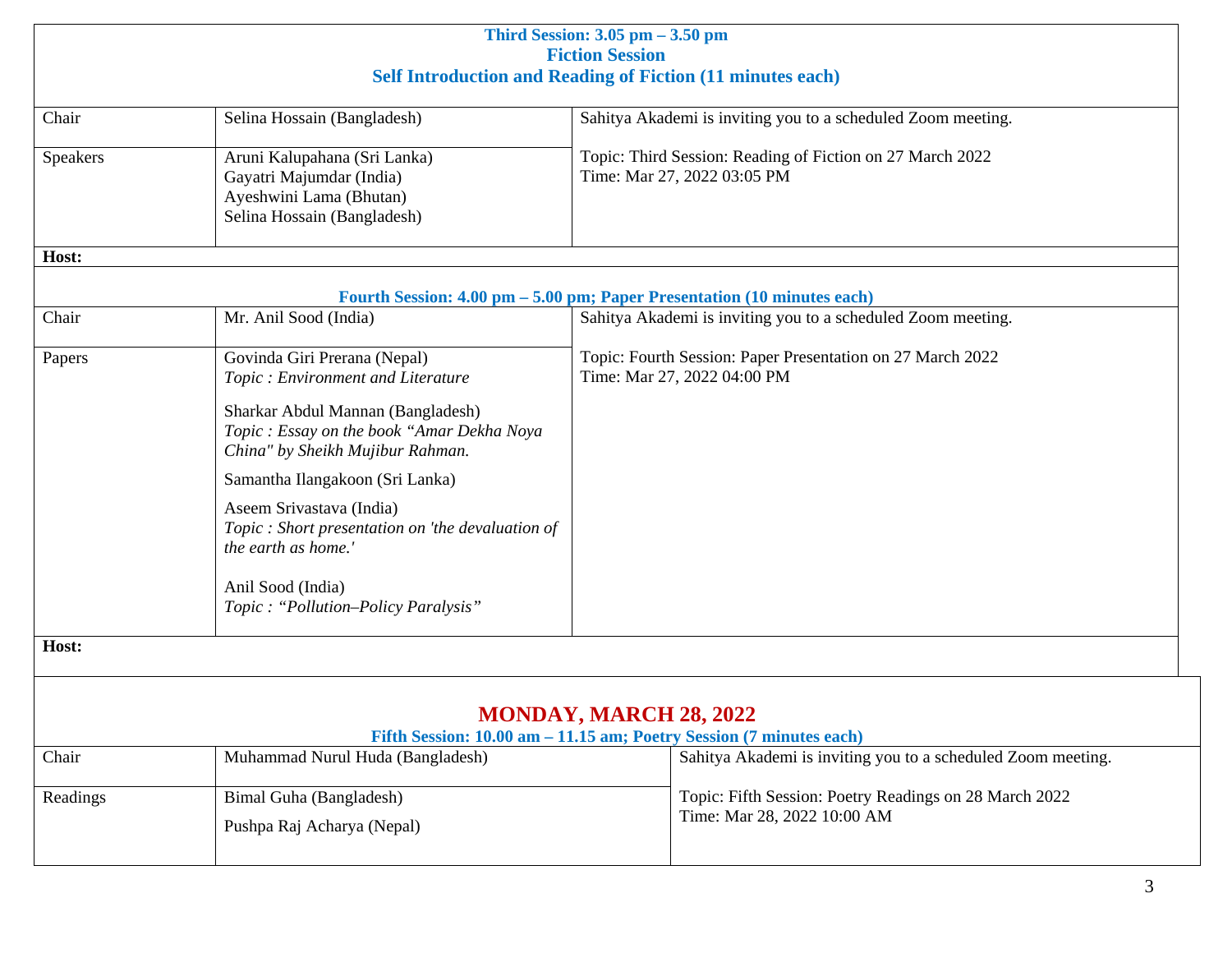**Third Session: 3.05 pm – 3.50 pm**
**Fiction Session**
**Self Introduction and Reading of Fiction (11 minutes each)**

| | | |
|---|---|---|
| Chair | Selina Hossain (Bangladesh) | Sahitya Akademi is inviting you to a scheduled Zoom meeting. |
| Speakers | Aruni Kalupahana (Sri Lanka)<br>Gayatri Majumdar (India)<br>Ayeshwini Lama (Bhutan)<br>Selina Hossain (Bangladesh) | Topic: Third Session: Reading of Fiction on 27 March 2022<br>Time: Mar 27, 2022 03:05 PM |
| **Host:** | | |

**Fourth Session: 4.00 pm – 5.00 pm; Paper Presentation (10 minutes each)**

| | | |
|---|---|---|
| Chair | Mr. Anil Sood (India) | Sahitya Akademi is inviting you to a scheduled Zoom meeting. |
| Papers | Govinda Giri Prerana (Nepal)<br>*Topic : Environment and Literature*<br><br>Sharkar Abdul Mannan (Bangladesh)<br>*Topic : Essay on the book "Amar Dekha Noya China" by Sheikh Mujibur Rahman.*<br><br>Samantha Ilangakoon (Sri Lanka)<br><br>Aseem Srivastava (India)<br>*Topic : Short presentation on 'the devaluation of the earth as home.'*<br><br>Anil Sood (India)<br>*Topic : "Pollution–Policy Paralysis"* | Topic: Fourth Session: Paper Presentation on 27 March 2022<br>Time: Mar 27, 2022 04:00 PM |
| **Host:** | | |

## MONDAY, MARCH 28, 2022

**Fifth Session: 10.00 am – 11.15 am; Poetry Session (7 minutes each)**

| | | |
|---|---|---|
| Chair | Muhammad Nurul Huda (Bangladesh) | Sahitya Akademi is inviting you to a scheduled Zoom meeting. |
| Readings | Bimal Guha (Bangladesh)<br>Pushpa Raj Acharya (Nepal) | Topic: Fifth Session: Poetry Readings on 28 March 2022<br>Time: Mar 28, 2022 10:00 AM |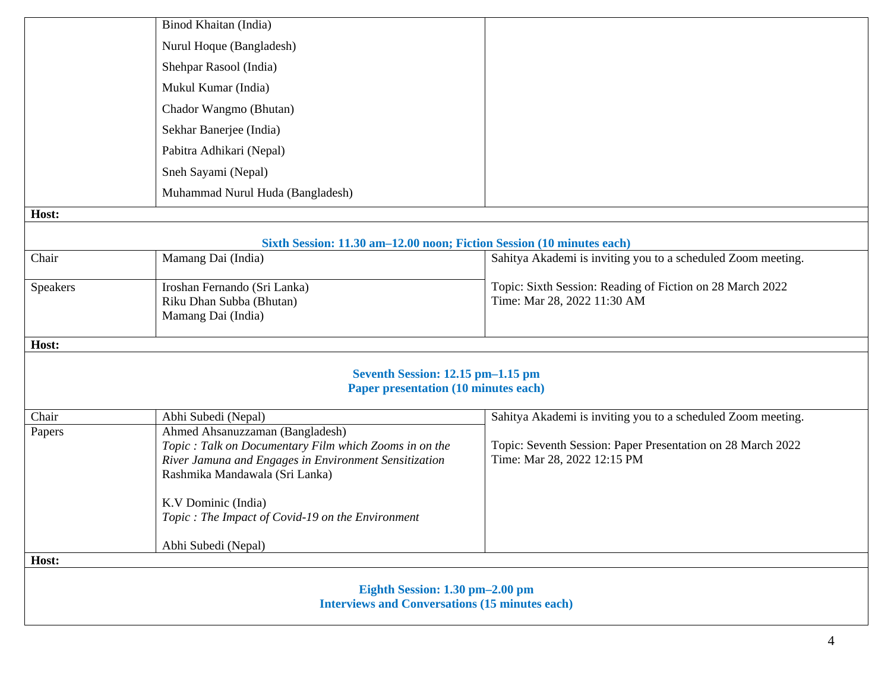| | | |
|---|---|---|
| | Binod Khaitan (India)<br>Nurul Hoque (Bangladesh)<br>Shehpar Rasool (India)<br>Mukul Kumar (India)<br>Chador Wangmo (Bhutan)<br>Sekhar Banerjee (India)<br>Pabitra Adhikari (Nepal)<br>Sneh Sayami (Nepal)<br>Muhammad Nurul Huda (Bangladesh) | |
| **Host:** | | |

**Sixth Session: 11.30 am–12.00 noon; Fiction Session (10 minutes each)**

| | | |
|---|---|---|
| Chair | Mamang Dai (India) | Sahitya Akademi is inviting you to a scheduled Zoom meeting. |
| Speakers | Iroshan Fernando (Sri Lanka)<br>Riku Dhan Subba (Bhutan)<br>Mamang Dai (India) | Topic: Sixth Session: Reading of Fiction on 28 March 2022<br>Time: Mar 28, 2022 11:30 AM |
| **Host:** | | |

**Seventh Session: 12.15 pm–1.15 pm**
**Paper presentation (10 minutes each)**

| | | |
|---|---|---|
| Chair | Abhi Subedi (Nepal) | Sahitya Akademi is inviting you to a scheduled Zoom meeting. |
| Papers | Ahmed Ahsanuzzaman (Bangladesh)<br>*Topic : Talk on Documentary Film which Zooms in on the River Jamuna and Engages in Environment Sensitization*<br>Rashmika Mandawala (Sri Lanka)<br><br>K.V Dominic (India)<br>*Topic : The Impact of Covid-19 on the Environment*<br><br>Abhi Subedi (Nepal) | Topic: Seventh Session: Paper Presentation on 28 March 2022<br>Time: Mar 28, 2022 12:15 PM |
| **Host:** | | |

**Eighth Session: 1.30 pm–2.00 pm**
**Interviews and Conversations (15 minutes each)**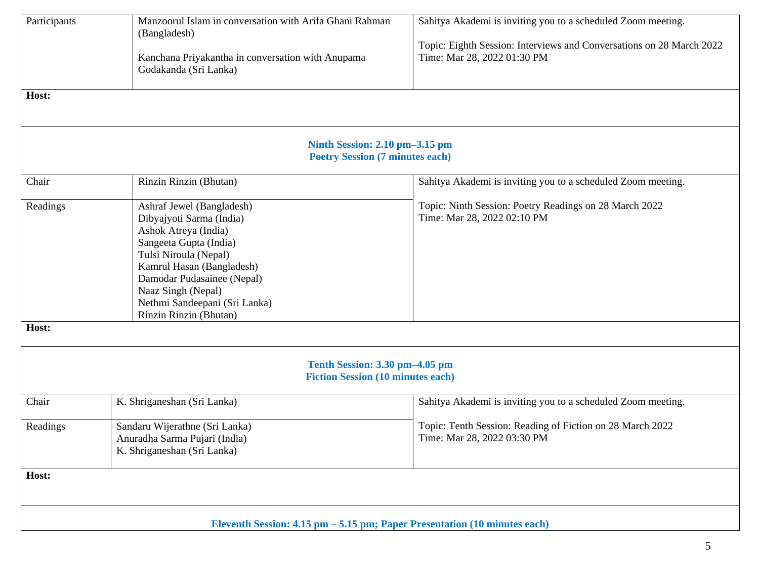| | | |
|---|---|---|
| Participants | Manzoorul Islam in conversation with Arifa Ghani Rahman (Bangladesh)<br><br>Kanchana Priyakantha in conversation with Anupama Godakanda (Sri Lanka) | Sahitya Akademi is inviting you to a scheduled Zoom meeting.<br><br>Topic: Eighth Session: Interviews and Conversations on 28 March 2022<br>Time: Mar 28, 2022 01:30 PM |
| **Host:** | | |

**Ninth Session: 2.10 pm–3.15 pm**
**Poetry Session (7 minutes each)**

| | | |
|---|---|---|
| Chair | Rinzin Rinzin (Bhutan) | Sahitya Akademi is inviting you to a scheduled Zoom meeting. |
| Readings | Ashraf Jewel (Bangladesh)<br>Dibyajyoti Sarma (India)<br>Ashok Atreya (India)<br>Sangeeta Gupta (India)<br>Tulsi Niroula (Nepal)<br>Kamrul Hasan (Bangladesh)<br>Damodar Pudasainee (Nepal)<br>Naaz Singh (Nepal)<br>Nethmi Sandeepani (Sri Lanka)<br>Rinzin Rinzin (Bhutan) | Topic: Ninth Session: Poetry Readings on 28 March 2022<br>Time: Mar 28, 2022 02:10 PM |
| **Host:** | | |

**Tenth Session: 3.30 pm–4.05 pm**
**Fiction Session (10 minutes each)**

| | | |
|---|---|---|
| Chair | K. Shriganeshan (Sri Lanka) | Sahitya Akademi is inviting you to a scheduled Zoom meeting. |
| Readings | Sandaru Wijerathne (Sri Lanka)<br>Anuradha Sarma Pujari (India)<br>K. Shriganeshan (Sri Lanka) | Topic: Tenth Session: Reading of Fiction on 28 March 2022<br>Time: Mar 28, 2022 03:30 PM |
| **Host:** | | |

**Eleventh Session: 4.15 pm – 5.15 pm; Paper Presentation (10 minutes each)**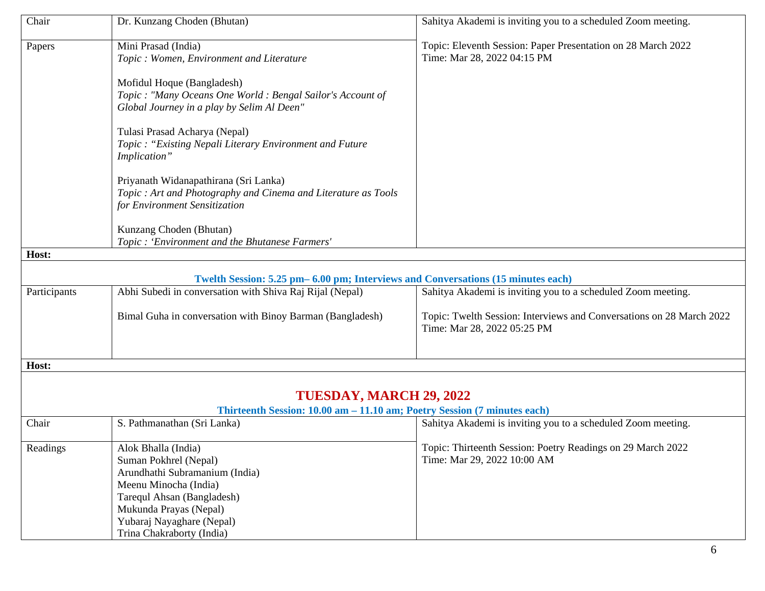| | | |
|---|---|---|
| Chair | Dr. Kunzang Choden (Bhutan) | Sahitya Akademi is inviting you to a scheduled Zoom meeting.<br><br>Topic: Eleventh Session: Paper Presentation on 28 March 2022<br>Time: Mar 28, 2022 04:15 PM |
| Papers | Mini Prasad (India)<br>*Topic : Women, Environment and Literature*<br><br>Mofidul Hoque (Bangladesh)<br>*Topic : "Many Oceans One World : Bengal Sailor's Account of Global Journey in a play by Selim Al Deen"*<br><br>Tulasi Prasad Acharya (Nepal)<br>*Topic : "Existing Nepali Literary Environment and Future Implication"*<br><br>Priyanath Widanapathirana (Sri Lanka)<br>*Topic : Art and Photography and Cinema and Literature as Tools for Environment Sensitization*<br><br>Kunzang Choden (Bhutan)<br>*Topic : 'Environment and the Bhutanese Farmers'* | |

**Host:**

**Twelth Session: 5.25 pm– 6.00 pm; Interviews and Conversations (15 minutes each)**

| | | |
|---|---|---|
| Participants | Abhi Subedi in conversation with Shiva Raj Rijal (Nepal)<br><br>Bimal Guha in conversation with Binoy Barman (Bangladesh) | Sahitya Akademi is inviting you to a scheduled Zoom meeting.<br><br>Topic: Twelth Session: Interviews and Conversations on 28 March 2022<br>Time: Mar 28, 2022 05:25 PM |

**Host:**

## TUESDAY, MARCH 29, 2022

**Thirteenth Session: 10.00 am – 11.10 am; Poetry Session (7 minutes each)**

| | | |
|---|---|---|
| Chair | S. Pathmanathan (Sri Lanka) | Sahitya Akademi is inviting you to a scheduled Zoom meeting.<br><br>Topic: Thirteenth Session: Poetry Readings on 29 March 2022<br>Time: Mar 29, 2022 10:00 AM |
| Readings | Alok Bhalla (India)<br>Suman Pokhrel (Nepal)<br>Arundhathi Subramanium (India)<br>Meenu Minocha (India)<br>Tarequl Ahsan (Bangladesh)<br>Mukunda Prayas (Nepal)<br>Yubaraj Nayaghare (Nepal)<br>Trina Chakraborty (India) | |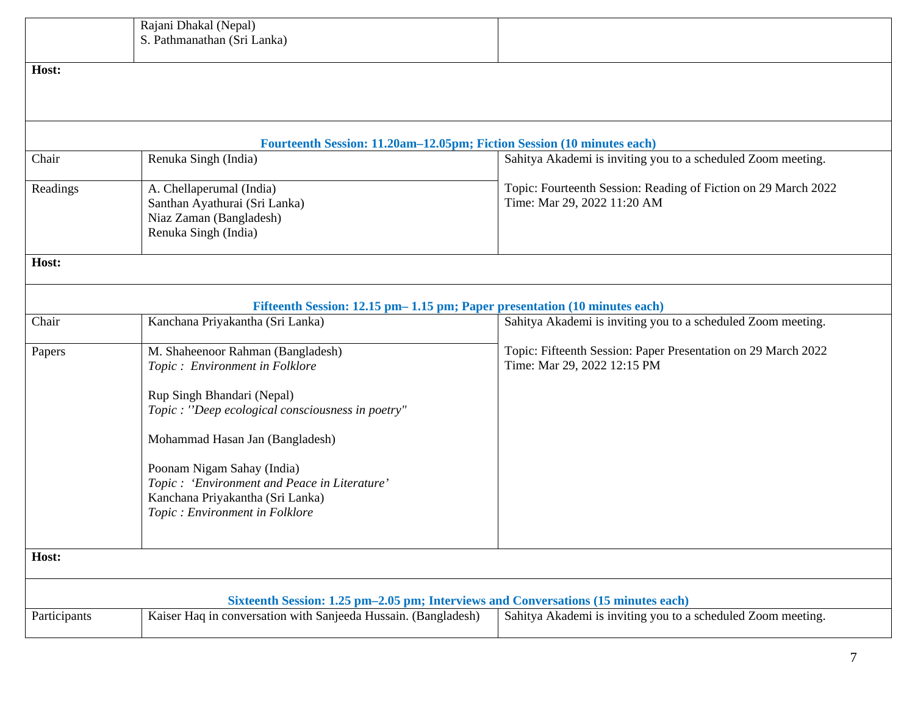| | | |
|---|---|---|
| | Rajani Dhakal (Nepal)<br>S. Pathmanathan (Sri Lanka) | |

**Host:**

**Fourteenth Session: 11.20am–12.05pm; Fiction Session (10 minutes each)**

| | | |
|---|---|---|
| Chair | Renuka Singh (India) | Sahitya Akademi is inviting you to a scheduled Zoom meeting.<br><br>Topic: Fourteenth Session: Reading of Fiction on 29 March 2022<br>Time: Mar 29, 2022 11:20 AM |
| Readings | A. Chellaperumal (India)<br>Santhan Ayathurai (Sri Lanka)<br>Niaz Zaman (Bangladesh)<br>Renuka Singh (India) | |

**Host:**

**Fifteenth Session: 12.15 pm– 1.15 pm; Paper presentation (10 minutes each)**

| | | |
|---|---|---|
| Chair | Kanchana Priyakantha (Sri Lanka) | Sahitya Akademi is inviting you to a scheduled Zoom meeting.<br><br>Topic: Fifteenth Session: Paper Presentation on 29 March 2022<br>Time: Mar 29, 2022 12:15 PM |
| Papers | M. Shaheenoor Rahman (Bangladesh)<br>*Topic : Environment in Folklore*<br><br>Rup Singh Bhandari (Nepal)<br>*Topic : ''Deep ecological consciousness in poetry"*<br><br>Mohammad Hasan Jan (Bangladesh)<br><br>Poonam Nigam Sahay (India)<br>*Topic : 'Environment and Peace in Literature'*<br>Kanchana Priyakantha (Sri Lanka)<br>*Topic : Environment in Folklore* | |

**Host:**

**Sixteenth Session: 1.25 pm–2.05 pm; Interviews and Conversations (15 minutes each)**

| | | |
|---|---|---|
| Participants | Kaiser Haq in conversation with Sanjeeda Hussain. (Bangladesh) | Sahitya Akademi is inviting you to a scheduled Zoom meeting. |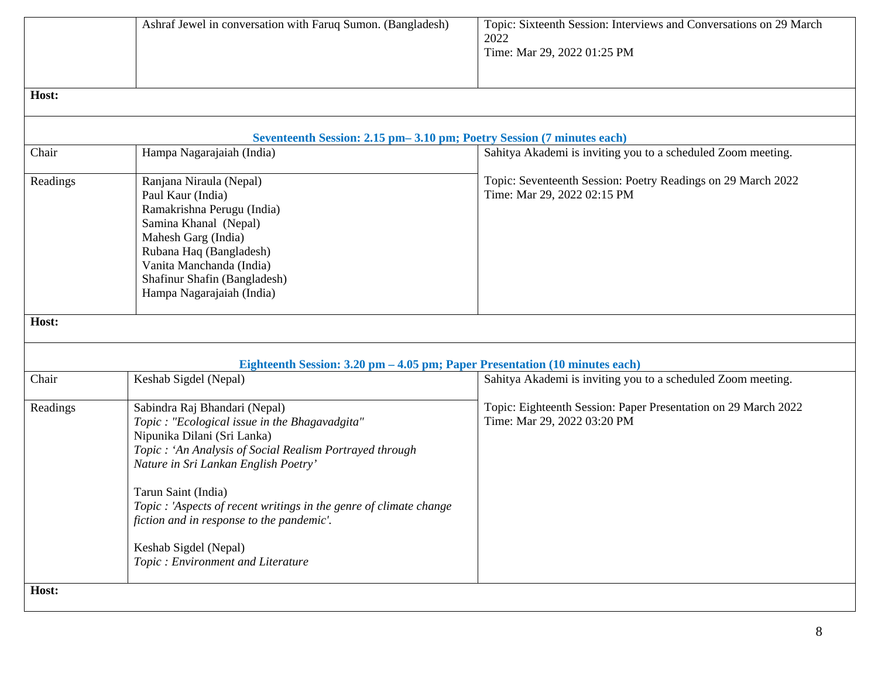| | | |
|---|---|---|
| | Ashraf Jewel in conversation with Faruq Sumon. (Bangladesh) | Topic: Sixteenth Session: Interviews and Conversations on 29 March 2022<br>Time: Mar 29, 2022 01:25 PM |
| **Host:** | | |

**Seventeenth Session: 2.15 pm– 3.10 pm; Poetry Session (7 minutes each)**

| | | |
|---|---|---|
| Chair | Hampa Nagarajaiah (India) | Sahitya Akademi is inviting you to a scheduled Zoom meeting. |
| Readings | Ranjana Niraula (Nepal)<br>Paul Kaur (India)<br>Ramakrishna Perugu (India)<br>Samina Khanal (Nepal)<br>Mahesh Garg (India)<br>Rubana Haq (Bangladesh)<br>Vanita Manchanda (India)<br>Shafinur Shafin (Bangladesh)<br>Hampa Nagarajaiah (India) | Topic: Seventeenth Session: Poetry Readings on 29 March 2022<br>Time: Mar 29, 2022 02:15 PM |
| **Host:** | | |

**Eighteenth Session: 3.20 pm – 4.05 pm; Paper Presentation (10 minutes each)**

| | | |
|---|---|---|
| Chair | Keshab Sigdel (Nepal) | Sahitya Akademi is inviting you to a scheduled Zoom meeting. |
| Readings | Sabindra Raj Bhandari (Nepal)<br>*Topic : "Ecological issue in the Bhagavadgita"*<br>Nipunika Dilani (Sri Lanka)<br>*Topic : 'An Analysis of Social Realism Portrayed through Nature in Sri Lankan English Poetry'*<br><br>Tarun Saint (India)<br>*Topic : 'Aspects of recent writings in the genre of climate change fiction and in response to the pandemic'.*<br><br>Keshab Sigdel (Nepal)<br>*Topic : Environment and Literature* | Topic: Eighteenth Session: Paper Presentation on 29 March 2022<br>Time: Mar 29, 2022 03:20 PM |
| **Host:** | | |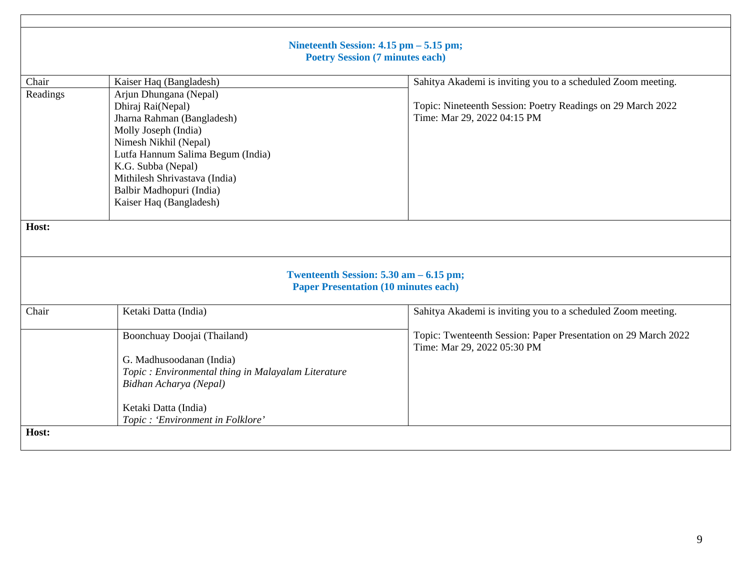**Nineteenth Session: 4.15 pm – 5.15 pm;**
**Poetry Session (7 minutes each)**

| | | |
|---|---|---|
| Chair | Kaiser Haq (Bangladesh) | Sahitya Akademi is inviting you to a scheduled Zoom meeting.<br><br>Topic: Nineteenth Session: Poetry Readings on 29 March 2022<br>Time: Mar 29, 2022 04:15 PM |
| Readings | Arjun Dhungana (Nepal)<br>Dhiraj Rai(Nepal)<br>Jharna Rahman (Bangladesh)<br>Molly Joseph (India)<br>Nimesh Nikhil (Nepal)<br>Lutfa Hannum Salima Begum (India)<br>K.G. Subba (Nepal)<br>Mithilesh Shrivastava (India)<br>Balbir Madhopuri (India)<br>Kaiser Haq (Bangladesh) | |

**Host:**

**Twenteenth Session: 5.30 am – 6.15 pm;**
**Paper Presentation (10 minutes each)**

| | | |
|---|---|---|
| Chair | Ketaki Datta (India) | Sahitya Akademi is inviting you to a scheduled Zoom meeting.<br><br>Topic: Twenteenth Session: Paper Presentation on 29 March 2022<br>Time: Mar 29, 2022 05:30 PM |
| | Boonchuay Doojai (Thailand)<br><br>G. Madhusoodanan (India)<br>*Topic : Environmental thing in Malayalam Literature*<br>*Bidhan Acharya (Nepal)*<br><br>Ketaki Datta (India)<br>*Topic : 'Environment in Folklore'* | |

**Host:**